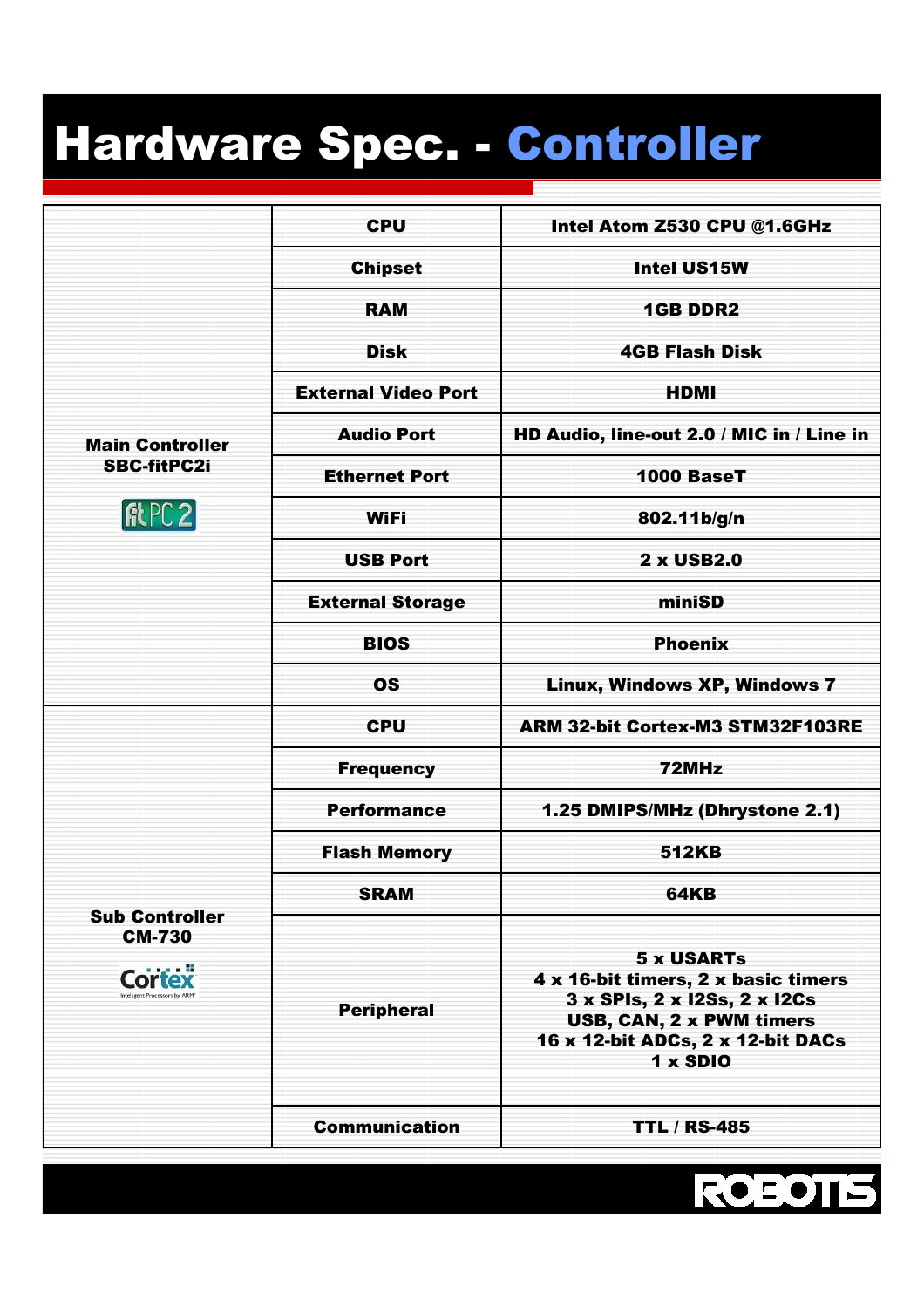# Hardware Spec. - Controller

| | | |
|---|---|---|
| **Main Controller SBC-fitPC2i** | **CPU** | **Intel Atom Z530 CPU @1.6GHz** |
| | **Chipset** | **Intel US15W** |
| | **RAM** | **1GB DDR2** |
| | **Disk** | **4GB Flash Disk** |
| | **External Video Port** | **HDMI** |
| | **Audio Port** | **HD Audio, line-out 2.0 / MIC in / Line in** |
| | **Ethernet Port** | **1000 BaseT** |
| | **WiFi** | **802.11b/g/n** |
| | **USB Port** | **2 x USB2.0** |
| | **External Storage** | **miniSD** |
| | **BIOS** | **Phoenix** |
| | **OS** | **Linux, Windows XP, Windows 7** |
| **Sub Controller CM-730** | **CPU** | **ARM 32-bit Cortex-M3 STM32F103RE** |
| | **Frequency** | **72MHz** |
| | **Performance** | **1.25 DMIPS/MHz (Dhrystone 2.1)** |
| | **Flash Memory** | **512KB** |
| | **SRAM** | **64KB** |
| | **Peripheral** | **5 x USARTs<br>4 x 16-bit timers, 2 x basic timers<br>3 x SPIs, 2 x I2Ss, 2 x I2Cs<br>USB, CAN, 2 x PWM timers<br>16 x 12-bit ADCs, 2 x 12-bit DACs<br>1 x SDIO** |
| | **Communication** | **TTL / RS-485** |

ROBOTIS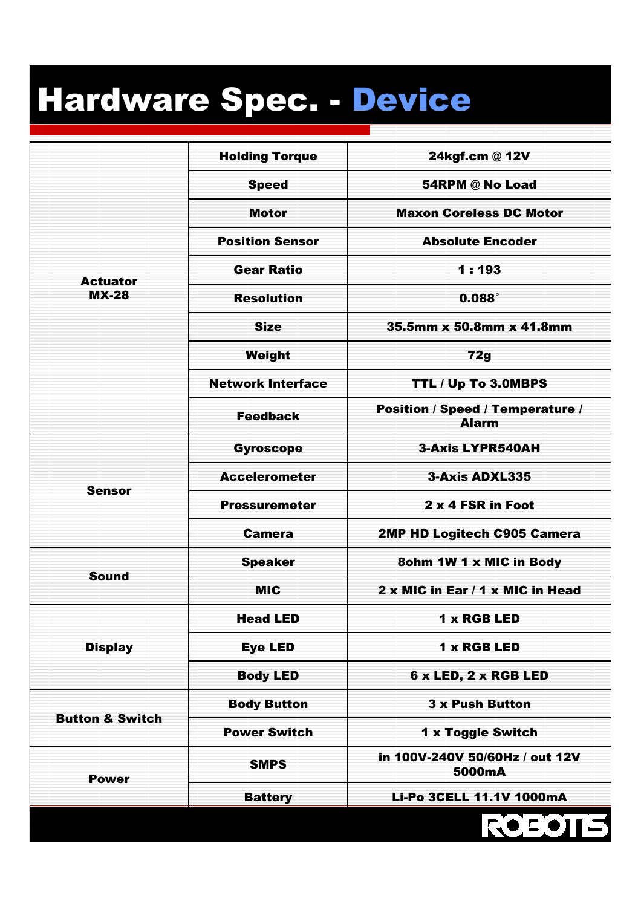# Hardware Spec. - Device

| | | |
|---|---|---|
| Actuator MX-28 | Holding Torque | 24kgf.cm @ 12V |
| | Speed | 54RPM @ No Load |
| | Motor | Maxon Coreless DC Motor |
| | Position Sensor | Absolute Encoder |
| | Gear Ratio | 1 : 193 |
| | Resolution | 0.088˚ |
| | Size | 35.5mm x 50.8mm x 41.8mm |
| | Weight | 72g |
| | Network Interface | TTL / Up To 3.0MBPS |
| | Feedback | Position / Speed / Temperature / Alarm |
| Sensor | Gyroscope | 3-Axis LYPR540AH |
| | Accelerometer | 3-Axis ADXL335 |
| | Pressuremeter | 2 x 4 FSR in Foot |
| | Camera | 2MP HD Logitech C905 Camera |
| Sound | Speaker | 8ohm 1W 1 x MIC in Body |
| | MIC | 2 x MIC in Ear / 1 x MIC in Head |
| Display | Head LED | 1 x RGB LED |
| | Eye LED | 1 x RGB LED |
| | Body LED | 6 x LED, 2 x RGB LED |
| Button & Switch | Body Button | 3 x Push Button |
| | Power Switch | 1 x Toggle Switch |
| Power | SMPS | in 100V-240V 50/60Hz / out 12V 5000mA |
| | Battery | Li-Po 3CELL 11.1V 1000mA |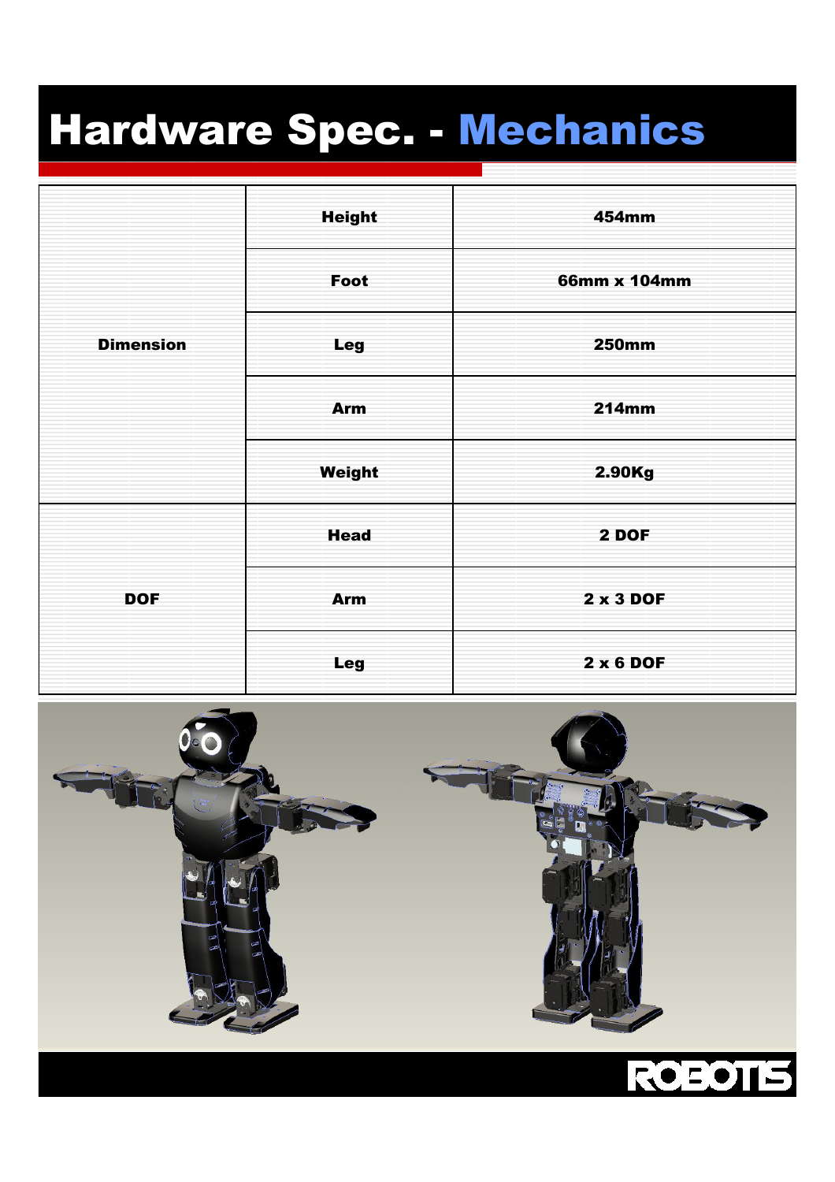# Hardware Spec. - Mechanics

| | | |
|---|---|---|
| **Dimension** | **Height** | **454mm** |
| | **Foot** | **66mm x 104mm** |
| | **Leg** | **250mm** |
| | **Arm** | **214mm** |
| | **Weight** | **2.90Kg** |
| **DOF** | **Head** | **2 DOF** |
| | **Arm** | **2 x 3 DOF** |
| | **Leg** | **2 x 6 DOF** |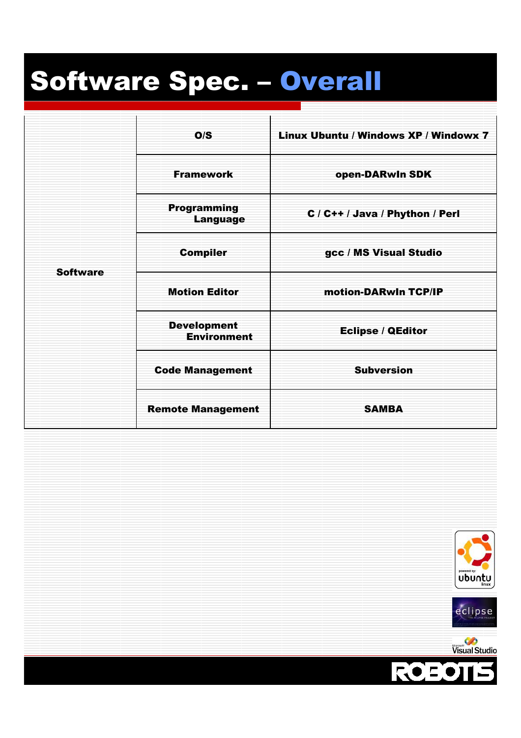# Software Spec. – Overall

| | | |
|---|---|---|
| Software | O/S | Linux Ubuntu / Windows XP / Windowx 7 |
| | Framework | open-DARwIn SDK |
| | Programming Language | C / C++ / Java / Phython / Perl |
| | Compiler | gcc / MS Visual Studio |
| | Motion Editor | motion-DARwIn TCP/IP |
| | Development Environment | Eclipse / QEditor |
| | Code Management | Subversion |
| | Remote Management | SAMBA |